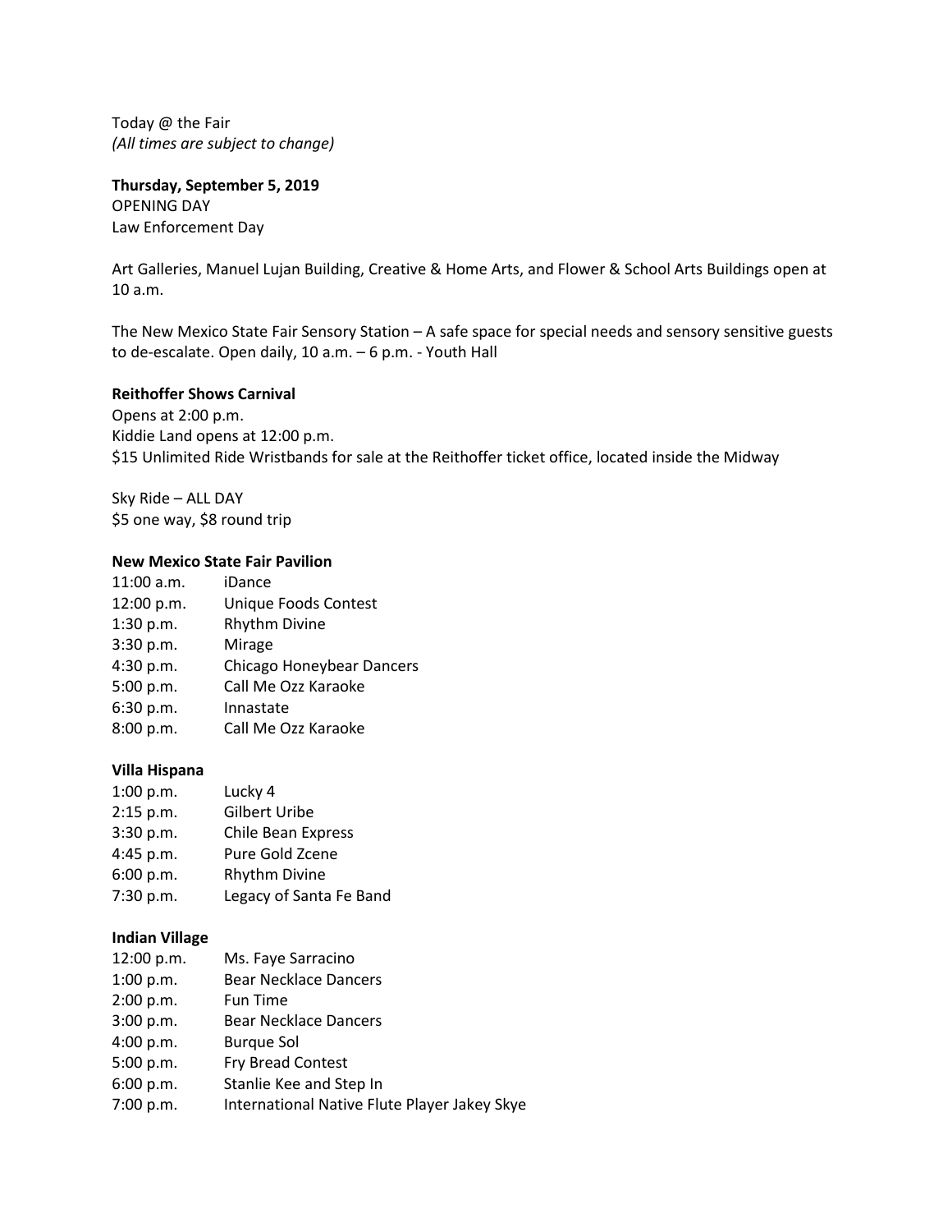Today @ the Fair
*(All times are subject to change)*

**Thursday, September 5, 2019**
OPENING DAY
Law Enforcement Day

Art Galleries, Manuel Lujan Building, Creative & Home Arts, and Flower & School Arts Buildings open at 10 a.m.

The New Mexico State Fair Sensory Station – A safe space for special needs and sensory sensitive guests to de-escalate. Open daily, 10 a.m. – 6 p.m. - Youth Hall

**Reithoffer Shows Carnival**
Opens at 2:00 p.m.
Kiddie Land opens at 12:00 p.m.
$15 Unlimited Ride Wristbands for sale at the Reithoffer ticket office, located inside the Midway

Sky Ride – ALL DAY
$5 one way, $8 round trip

**New Mexico State Fair Pavilion**

| | |
|---|---|
| 11:00 a.m. | iDance |
| 12:00 p.m. | Unique Foods Contest |
| 1:30 p.m. | Rhythm Divine |
| 3:30 p.m. | Mirage |
| 4:30 p.m. | Chicago Honeybear Dancers |
| 5:00 p.m. | Call Me Ozz Karaoke |
| 6:30 p.m. | Innastate |
| 8:00 p.m. | Call Me Ozz Karaoke |

**Villa Hispana**

| | |
|---|---|
| 1:00 p.m. | Lucky 4 |
| 2:15 p.m. | Gilbert Uribe |
| 3:30 p.m. | Chile Bean Express |
| 4:45 p.m. | Pure Gold Zcene |
| 6:00 p.m. | Rhythm Divine |
| 7:30 p.m. | Legacy of Santa Fe Band |

**Indian Village**

| | |
|---|---|
| 12:00 p.m. | Ms. Faye Sarracino |
| 1:00 p.m. | Bear Necklace Dancers |
| 2:00 p.m. | Fun Time |
| 3:00 p.m. | Bear Necklace Dancers |
| 4:00 p.m. | Burque Sol |
| 5:00 p.m. | Fry Bread Contest |
| 6:00 p.m. | Stanlie Kee and Step In |
| 7:00 p.m. | International Native Flute Player Jakey Skye |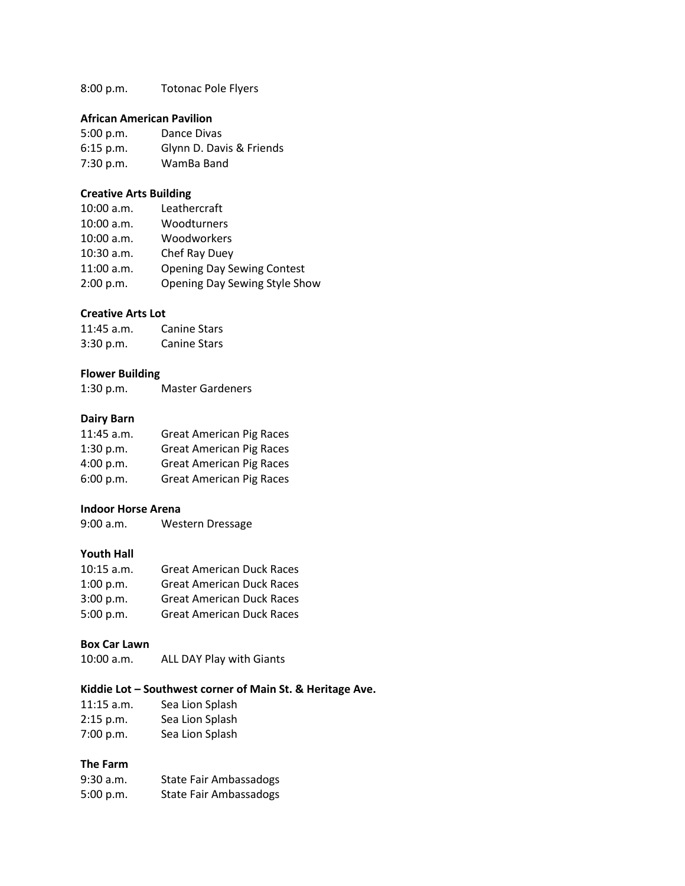8:00 p.m. Totonac Pole Flyers

**African American Pavilion**

5:00 p.m. Dance Divas
6:15 p.m. Glynn D. Davis & Friends
7:30 p.m. WamBa Band

**Creative Arts Building**

10:00 a.m. Leathercraft
10:00 a.m. Woodturners
10:00 a.m. Woodworkers
10:30 a.m. Chef Ray Duey
11:00 a.m. Opening Day Sewing Contest
2:00 p.m. Opening Day Sewing Style Show

**Creative Arts Lot**

11:45 a.m. Canine Stars
3:30 p.m. Canine Stars

**Flower Building**

1:30 p.m. Master Gardeners

**Dairy Barn**

11:45 a.m. Great American Pig Races
1:30 p.m. Great American Pig Races
4:00 p.m. Great American Pig Races
6:00 p.m. Great American Pig Races

**Indoor Horse Arena**

9:00 a.m. Western Dressage

**Youth Hall**

10:15 a.m. Great American Duck Races
1:00 p.m. Great American Duck Races
3:00 p.m. Great American Duck Races
5:00 p.m. Great American Duck Races

**Box Car Lawn**

10:00 a.m. ALL DAY Play with Giants

**Kiddie Lot – Southwest corner of Main St. & Heritage Ave.**

11:15 a.m. Sea Lion Splash
2:15 p.m. Sea Lion Splash
7:00 p.m. Sea Lion Splash

**The Farm**

9:30 a.m. State Fair Ambassadogs
5:00 p.m. State Fair Ambassadogs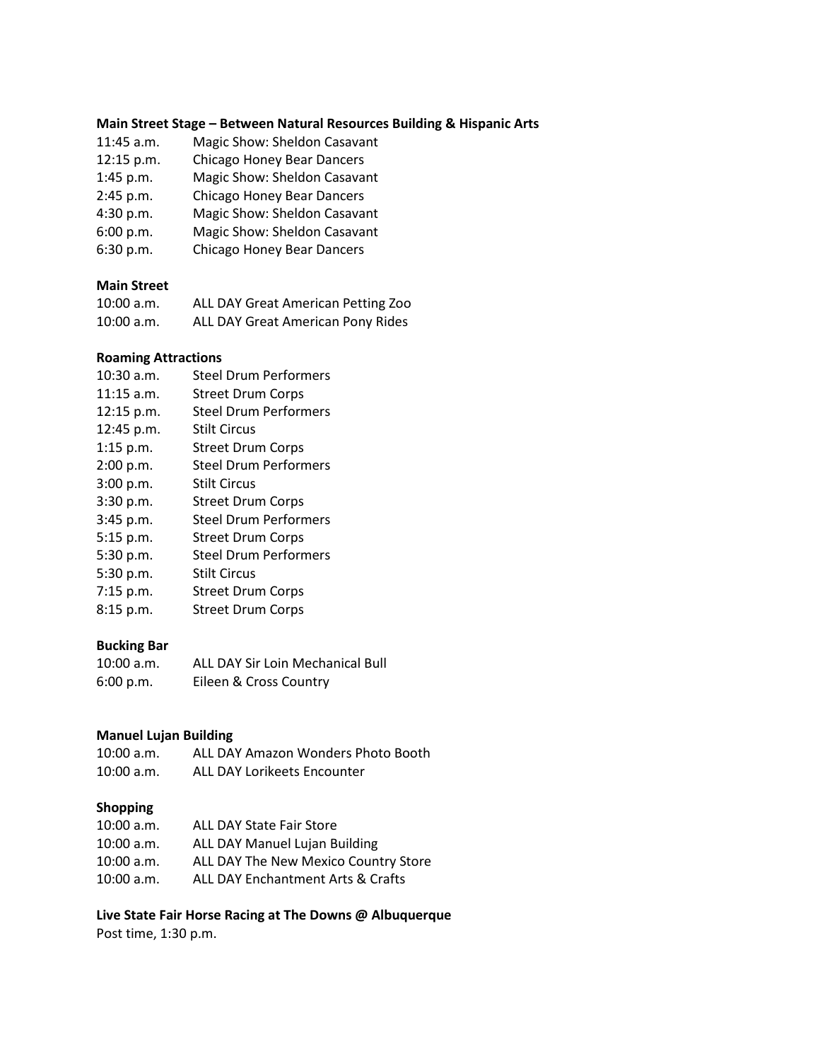**Main Street Stage – Between Natural Resources Building & Hispanic Arts**

| | |
|---|---|
| 11:45 a.m. | Magic Show: Sheldon Casavant |
| 12:15 p.m. | Chicago Honey Bear Dancers |
| 1:45 p.m. | Magic Show: Sheldon Casavant |
| 2:45 p.m. | Chicago Honey Bear Dancers |
| 4:30 p.m. | Magic Show: Sheldon Casavant |
| 6:00 p.m. | Magic Show: Sheldon Casavant |
| 6:30 p.m. | Chicago Honey Bear Dancers |

**Main Street**

| | |
|---|---|
| 10:00 a.m. | ALL DAY Great American Petting Zoo |
| 10:00 a.m. | ALL DAY Great American Pony Rides |

**Roaming Attractions**

| | |
|---|---|
| 10:30 a.m. | Steel Drum Performers |
| 11:15 a.m. | Street Drum Corps |
| 12:15 p.m. | Steel Drum Performers |
| 12:45 p.m. | Stilt Circus |
| 1:15 p.m. | Street Drum Corps |
| 2:00 p.m. | Steel Drum Performers |
| 3:00 p.m. | Stilt Circus |
| 3:30 p.m. | Street Drum Corps |
| 3:45 p.m. | Steel Drum Performers |
| 5:15 p.m. | Street Drum Corps |
| 5:30 p.m. | Steel Drum Performers |
| 5:30 p.m. | Stilt Circus |
| 7:15 p.m. | Street Drum Corps |
| 8:15 p.m. | Street Drum Corps |

**Bucking Bar**

| | |
|---|---|
| 10:00 a.m. | ALL DAY Sir Loin Mechanical Bull |
| 6:00 p.m. | Eileen & Cross Country |

**Manuel Lujan Building**

| | |
|---|---|
| 10:00 a.m. | ALL DAY Amazon Wonders Photo Booth |
| 10:00 a.m. | ALL DAY Lorikeets Encounter |

**Shopping**

| | |
|---|---|
| 10:00 a.m. | ALL DAY State Fair Store |
| 10:00 a.m. | ALL DAY Manuel Lujan Building |
| 10:00 a.m. | ALL DAY The New Mexico Country Store |
| 10:00 a.m. | ALL DAY Enchantment Arts & Crafts |

**Live State Fair Horse Racing at The Downs @ Albuquerque**

Post time, 1:30 p.m.